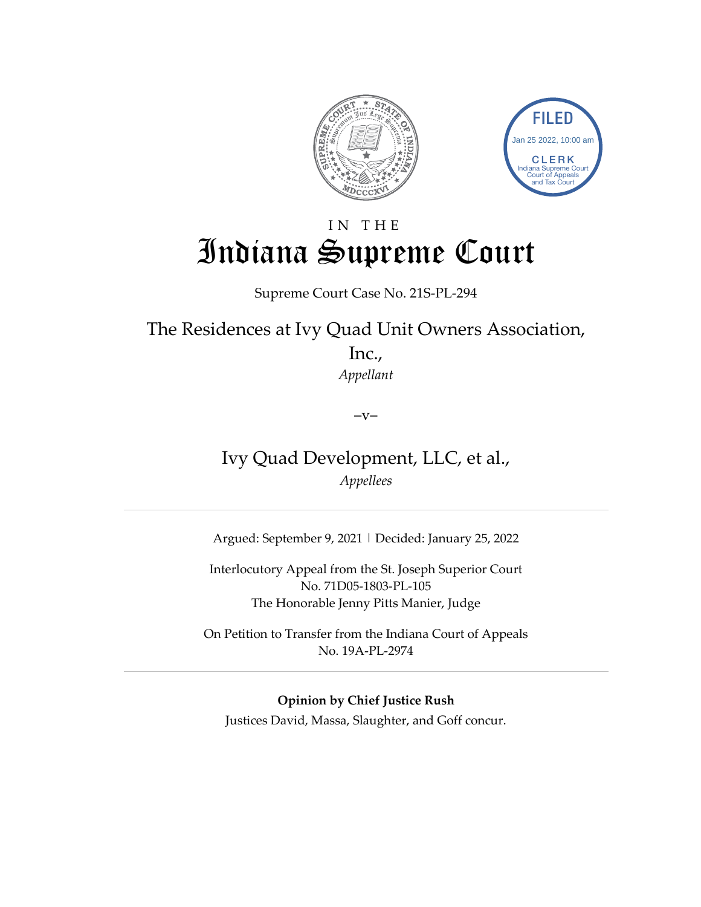FILED

Jan 25 2022, 10:00 am

CLERK
Indiana Supreme Court
Court of Appeals
and Tax Court

# IN THE Indiana Supreme Court

Supreme Court Case No. 21S-PL-294

## The Residences at Ivy Quad Unit Owners Association, Inc.,

*Appellant*

–v–

## Ivy Quad Development, LLC, et al.,

*Appellees*

---

Argued: September 9, 2021 | Decided: January 25, 2022

Interlocutory Appeal from the St. Joseph Superior Court
No. 71D05-1803-PL-105
The Honorable Jenny Pitts Manier, Judge

On Petition to Transfer from the Indiana Court of Appeals
No. 19A-PL-2974

---

**Opinion by Chief Justice Rush**

Justices David, Massa, Slaughter, and Goff concur.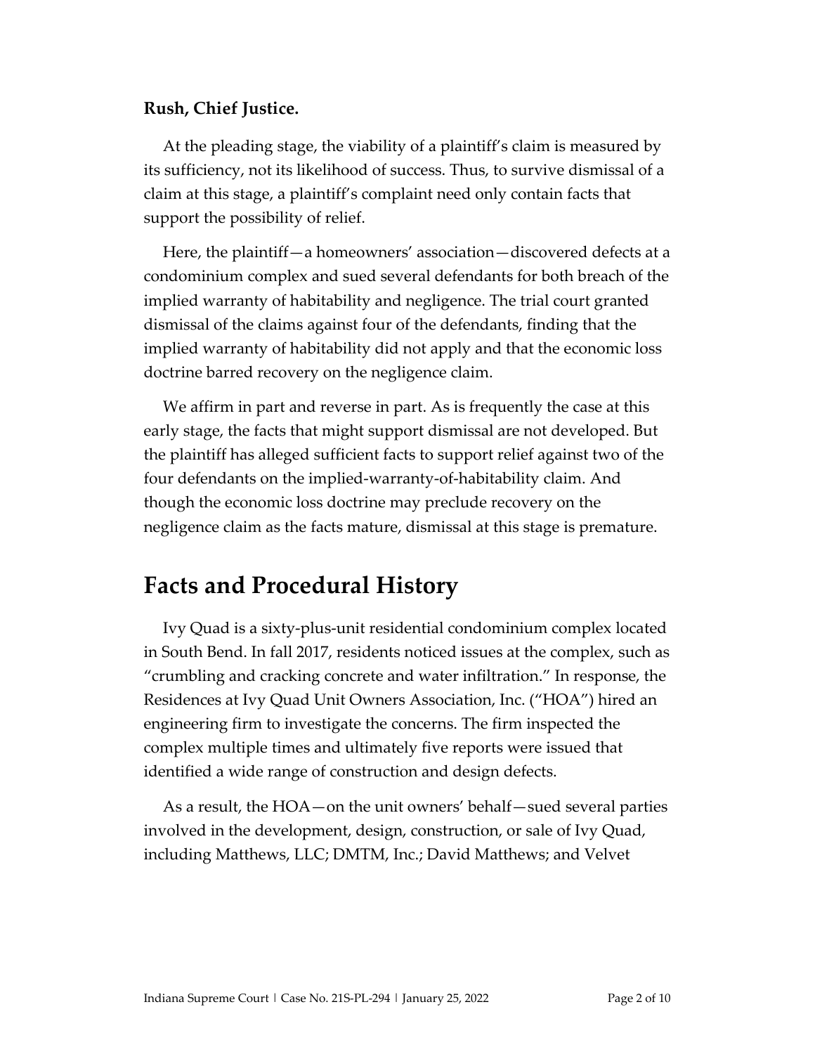**Rush, Chief Justice.**

At the pleading stage, the viability of a plaintiff's claim is measured by its sufficiency, not its likelihood of success. Thus, to survive dismissal of a claim at this stage, a plaintiff's complaint need only contain facts that support the possibility of relief.

Here, the plaintiff—a homeowners' association—discovered defects at a condominium complex and sued several defendants for both breach of the implied warranty of habitability and negligence. The trial court granted dismissal of the claims against four of the defendants, finding that the implied warranty of habitability did not apply and that the economic loss doctrine barred recovery on the negligence claim.

We affirm in part and reverse in part. As is frequently the case at this early stage, the facts that might support dismissal are not developed. But the plaintiff has alleged sufficient facts to support relief against two of the four defendants on the implied-warranty-of-habitability claim. And though the economic loss doctrine may preclude recovery on the negligence claim as the facts mature, dismissal at this stage is premature.

# Facts and Procedural History

Ivy Quad is a sixty-plus-unit residential condominium complex located in South Bend. In fall 2017, residents noticed issues at the complex, such as "crumbling and cracking concrete and water infiltration." In response, the Residences at Ivy Quad Unit Owners Association, Inc. ("HOA") hired an engineering firm to investigate the concerns. The firm inspected the complex multiple times and ultimately five reports were issued that identified a wide range of construction and design defects.

As a result, the HOA—on the unit owners' behalf—sued several parties involved in the development, design, construction, or sale of Ivy Quad, including Matthews, LLC; DMTM, Inc.; David Matthews; and Velvet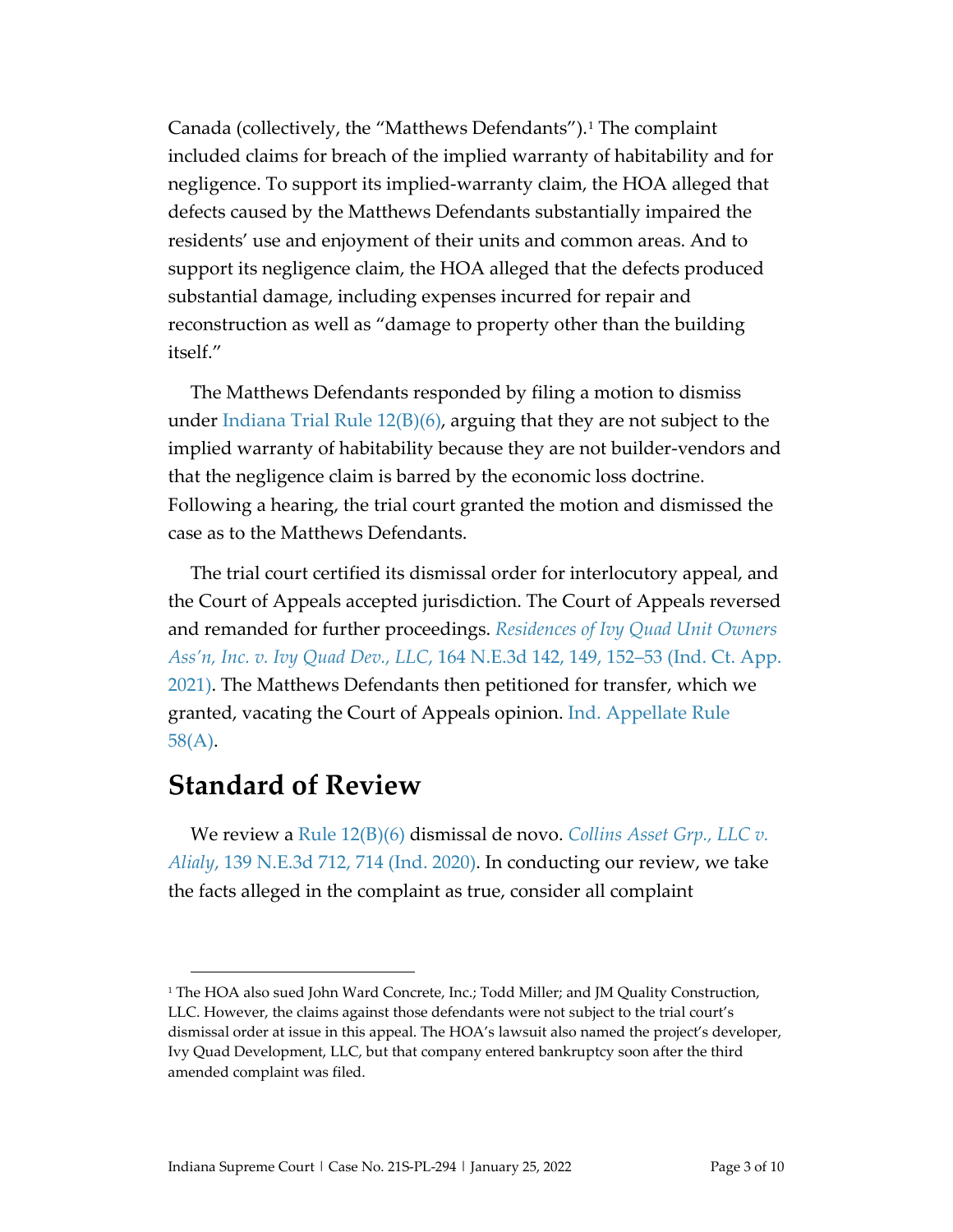Canada (collectively, the "Matthews Defendants").[1] The complaint included claims for breach of the implied warranty of habitability and for negligence. To support its implied-warranty claim, the HOA alleged that defects caused by the Matthews Defendants substantially impaired the residents' use and enjoyment of their units and common areas. And to support its negligence claim, the HOA alleged that the defects produced substantial damage, including expenses incurred for repair and reconstruction as well as "damage to property other than the building itself."

The Matthews Defendants responded by filing a motion to dismiss under Indiana Trial Rule 12(B)(6), arguing that they are not subject to the implied warranty of habitability because they are not builder-vendors and that the negligence claim is barred by the economic loss doctrine. Following a hearing, the trial court granted the motion and dismissed the case as to the Matthews Defendants.

The trial court certified its dismissal order for interlocutory appeal, and the Court of Appeals accepted jurisdiction. The Court of Appeals reversed and remanded for further proceedings. *Residences of Ivy Quad Unit Owners Ass'n, Inc. v. Ivy Quad Dev., LLC*, 164 N.E.3d 142, 149, 152–53 (Ind. Ct. App. 2021). The Matthews Defendants then petitioned for transfer, which we granted, vacating the Court of Appeals opinion. Ind. Appellate Rule 58(A).

## Standard of Review

We review a Rule 12(B)(6) dismissal de novo. *Collins Asset Grp., LLC v. Alialy*, 139 N.E.3d 712, 714 (Ind. 2020). In conducting our review, we take the facts alleged in the complaint as true, consider all complaint

---

[1] The HOA also sued John Ward Concrete, Inc.; Todd Miller; and JM Quality Construction, LLC. However, the claims against those defendants were not subject to the trial court's dismissal order at issue in this appeal. The HOA's lawsuit also named the project's developer, Ivy Quad Development, LLC, but that company entered bankruptcy soon after the third amended complaint was filed.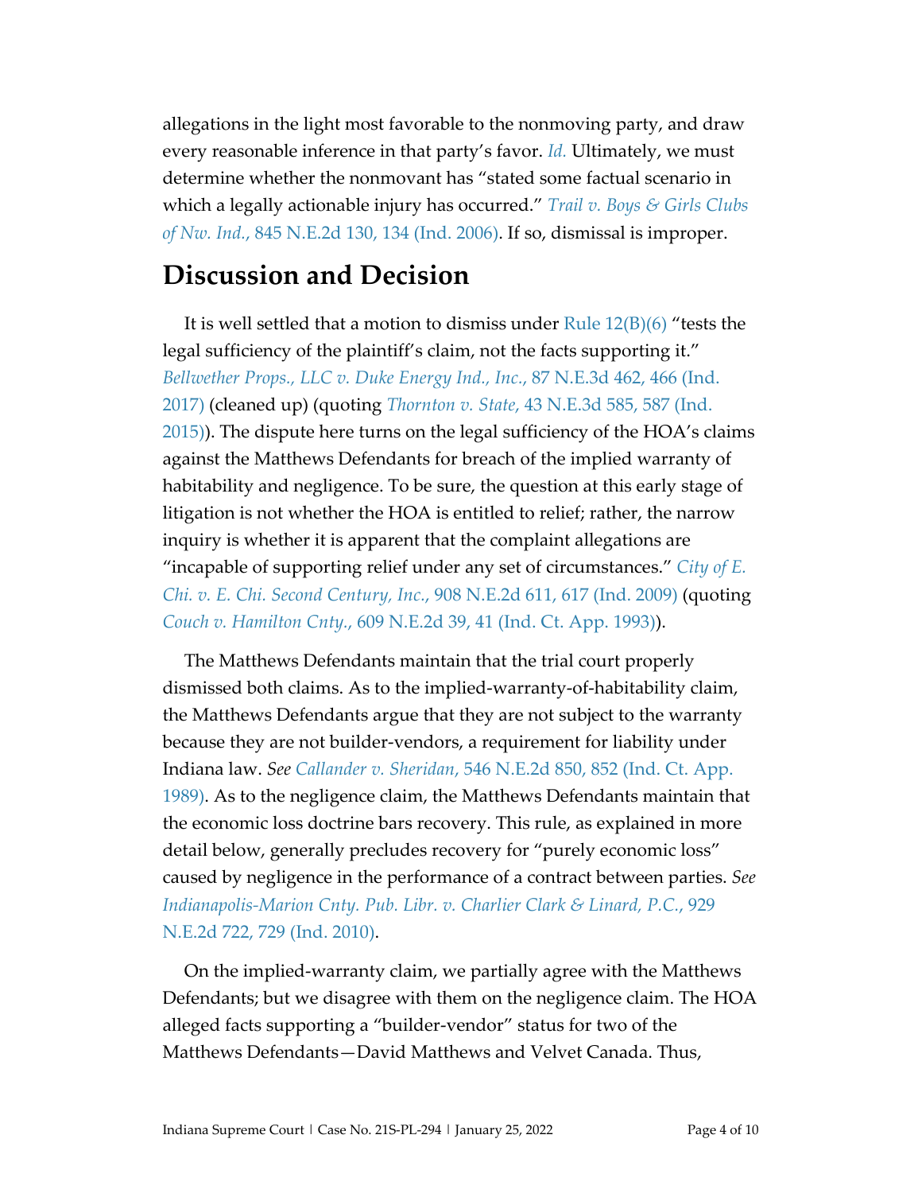allegations in the light most favorable to the nonmoving party, and draw every reasonable inference in that party's favor. *Id.* Ultimately, we must determine whether the nonmovant has "stated some factual scenario in which a legally actionable injury has occurred." *Trail v. Boys & Girls Clubs of Nw. Ind.*, 845 N.E.2d 130, 134 (Ind. 2006). If so, dismissal is improper.

# Discussion and Decision

It is well settled that a motion to dismiss under Rule 12(B)(6) "tests the legal sufficiency of the plaintiff's claim, not the facts supporting it." *Bellwether Props., LLC v. Duke Energy Ind., Inc.*, 87 N.E.3d 462, 466 (Ind. 2017) (cleaned up) (quoting *Thornton v. State*, 43 N.E.3d 585, 587 (Ind. 2015)). The dispute here turns on the legal sufficiency of the HOA's claims against the Matthews Defendants for breach of the implied warranty of habitability and negligence. To be sure, the question at this early stage of litigation is not whether the HOA is entitled to relief; rather, the narrow inquiry is whether it is apparent that the complaint allegations are "incapable of supporting relief under any set of circumstances." *City of E. Chi. v. E. Chi. Second Century, Inc.*, 908 N.E.2d 611, 617 (Ind. 2009) (quoting *Couch v. Hamilton Cnty.*, 609 N.E.2d 39, 41 (Ind. Ct. App. 1993)).

The Matthews Defendants maintain that the trial court properly dismissed both claims. As to the implied-warranty-of-habitability claim, the Matthews Defendants argue that they are not subject to the warranty because they are not builder-vendors, a requirement for liability under Indiana law. *See Callander v. Sheridan*, 546 N.E.2d 850, 852 (Ind. Ct. App. 1989). As to the negligence claim, the Matthews Defendants maintain that the economic loss doctrine bars recovery. This rule, as explained in more detail below, generally precludes recovery for "purely economic loss" caused by negligence in the performance of a contract between parties. *See Indianapolis-Marion Cnty. Pub. Libr. v. Charlier Clark & Linard, P.C.*, 929 N.E.2d 722, 729 (Ind. 2010).

On the implied-warranty claim, we partially agree with the Matthews Defendants; but we disagree with them on the negligence claim. The HOA alleged facts supporting a "builder-vendor" status for two of the Matthews Defendants—David Matthews and Velvet Canada. Thus,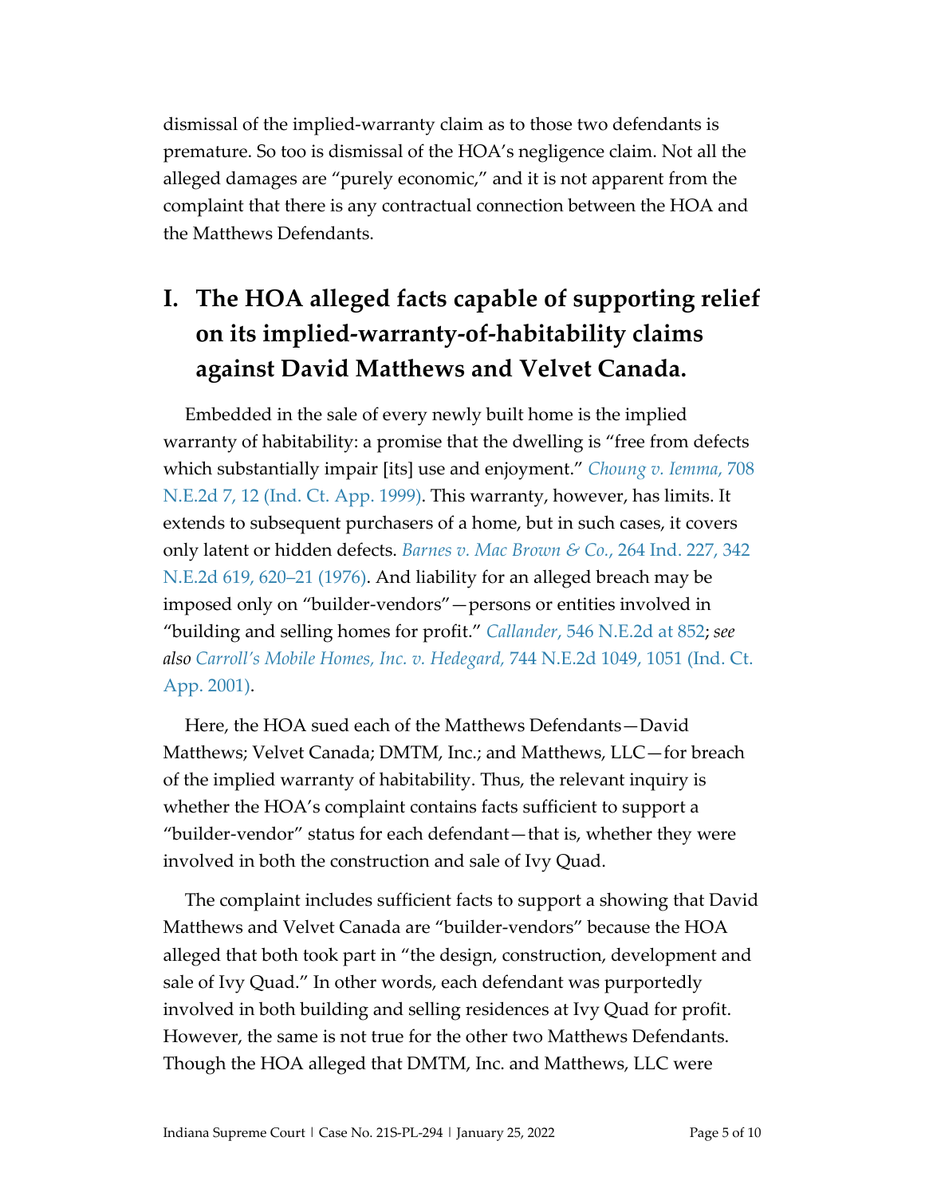dismissal of the implied-warranty claim as to those two defendants is premature. So too is dismissal of the HOA's negligence claim. Not all the alleged damages are "purely economic," and it is not apparent from the complaint that there is any contractual connection between the HOA and the Matthews Defendants.

## I. The HOA alleged facts capable of supporting relief on its implied-warranty-of-habitability claims against David Matthews and Velvet Canada.

Embedded in the sale of every newly built home is the implied warranty of habitability: a promise that the dwelling is "free from defects which substantially impair [its] use and enjoyment." *Choung v. Iemma*, 708 N.E.2d 7, 12 (Ind. Ct. App. 1999). This warranty, however, has limits. It extends to subsequent purchasers of a home, but in such cases, it covers only latent or hidden defects. *Barnes v. Mac Brown & Co.*, 264 Ind. 227, 342 N.E.2d 619, 620–21 (1976). And liability for an alleged breach may be imposed only on "builder-vendors"—persons or entities involved in "building and selling homes for profit." *Callander*, 546 N.E.2d at 852; *see also Carroll's Mobile Homes, Inc. v. Hedegard*, 744 N.E.2d 1049, 1051 (Ind. Ct. App. 2001).

Here, the HOA sued each of the Matthews Defendants—David Matthews; Velvet Canada; DMTM, Inc.; and Matthews, LLC—for breach of the implied warranty of habitability. Thus, the relevant inquiry is whether the HOA's complaint contains facts sufficient to support a "builder-vendor" status for each defendant—that is, whether they were involved in both the construction and sale of Ivy Quad.

The complaint includes sufficient facts to support a showing that David Matthews and Velvet Canada are "builder-vendors" because the HOA alleged that both took part in "the design, construction, development and sale of Ivy Quad." In other words, each defendant was purportedly involved in both building and selling residences at Ivy Quad for profit. However, the same is not true for the other two Matthews Defendants. Though the HOA alleged that DMTM, Inc. and Matthews, LLC were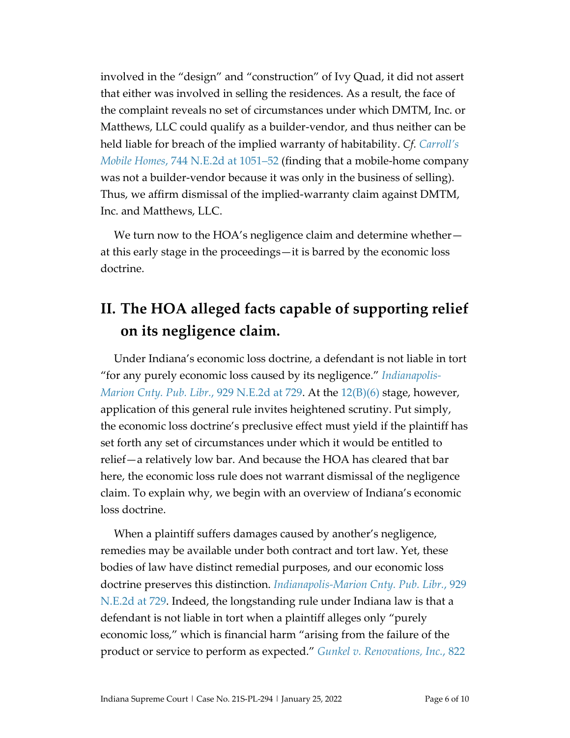involved in the "design" and "construction" of Ivy Quad, it did not assert that either was involved in selling the residences. As a result, the face of the complaint reveals no set of circumstances under which DMTM, Inc. or Matthews, LLC could qualify as a builder-vendor, and thus neither can be held liable for breach of the implied warranty of habitability. *Cf. Carroll's Mobile Homes*, 744 N.E.2d at 1051–52 (finding that a mobile-home company was not a builder-vendor because it was only in the business of selling). Thus, we affirm dismissal of the implied-warranty claim against DMTM, Inc. and Matthews, LLC.

We turn now to the HOA's negligence claim and determine whether—at this early stage in the proceedings—it is barred by the economic loss doctrine.

## II. The HOA alleged facts capable of supporting relief on its negligence claim.

Under Indiana's economic loss doctrine, a defendant is not liable in tort "for any purely economic loss caused by its negligence." *Indianapolis-Marion Cnty. Pub. Libr.*, 929 N.E.2d at 729. At the 12(B)(6) stage, however, application of this general rule invites heightened scrutiny. Put simply, the economic loss doctrine's preclusive effect must yield if the plaintiff has set forth any set of circumstances under which it would be entitled to relief—a relatively low bar. And because the HOA has cleared that bar here, the economic loss rule does not warrant dismissal of the negligence claim. To explain why, we begin with an overview of Indiana's economic loss doctrine.

When a plaintiff suffers damages caused by another's negligence, remedies may be available under both contract and tort law. Yet, these bodies of law have distinct remedial purposes, and our economic loss doctrine preserves this distinction. *Indianapolis-Marion Cnty. Pub. Libr.*, 929 N.E.2d at 729. Indeed, the longstanding rule under Indiana law is that a defendant is not liable in tort when a plaintiff alleges only "purely economic loss," which is financial harm "arising from the failure of the product or service to perform as expected." *Gunkel v. Renovations, Inc.*, 822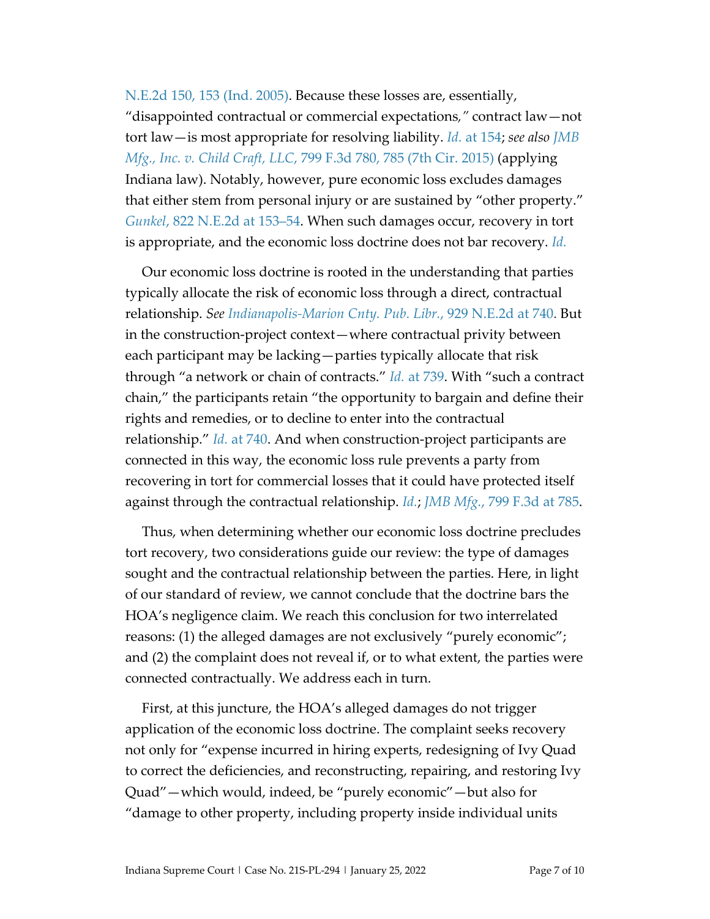N.E.2d 150, 153 (Ind. 2005). Because these losses are, essentially, "disappointed contractual or commercial expectations," contract law—not tort law—is most appropriate for resolving liability. *Id.* at 154; *see also JMB Mfg., Inc. v. Child Craft, LLC*, 799 F.3d 780, 785 (7th Cir. 2015) (applying Indiana law). Notably, however, pure economic loss excludes damages that either stem from personal injury or are sustained by "other property." *Gunkel*, 822 N.E.2d at 153–54. When such damages occur, recovery in tort is appropriate, and the economic loss doctrine does not bar recovery. *Id.*

Our economic loss doctrine is rooted in the understanding that parties typically allocate the risk of economic loss through a direct, contractual relationship. *See Indianapolis-Marion Cnty. Pub. Libr.*, 929 N.E.2d at 740. But in the construction-project context—where contractual privity between each participant may be lacking—parties typically allocate that risk through "a network or chain of contracts." *Id.* at 739. With "such a contract chain," the participants retain "the opportunity to bargain and define their rights and remedies, or to decline to enter into the contractual relationship." *Id.* at 740. And when construction-project participants are connected in this way, the economic loss rule prevents a party from recovering in tort for commercial losses that it could have protected itself against through the contractual relationship. *Id.*; *JMB Mfg.*, 799 F.3d at 785.

Thus, when determining whether our economic loss doctrine precludes tort recovery, two considerations guide our review: the type of damages sought and the contractual relationship between the parties. Here, in light of our standard of review, we cannot conclude that the doctrine bars the HOA's negligence claim. We reach this conclusion for two interrelated reasons: (1) the alleged damages are not exclusively "purely economic"; and (2) the complaint does not reveal if, or to what extent, the parties were connected contractually. We address each in turn.

First, at this juncture, the HOA's alleged damages do not trigger application of the economic loss doctrine. The complaint seeks recovery not only for "expense incurred in hiring experts, redesigning of Ivy Quad to correct the deficiencies, and reconstructing, repairing, and restoring Ivy Quad"—which would, indeed, be "purely economic"—but also for "damage to other property, including property inside individual units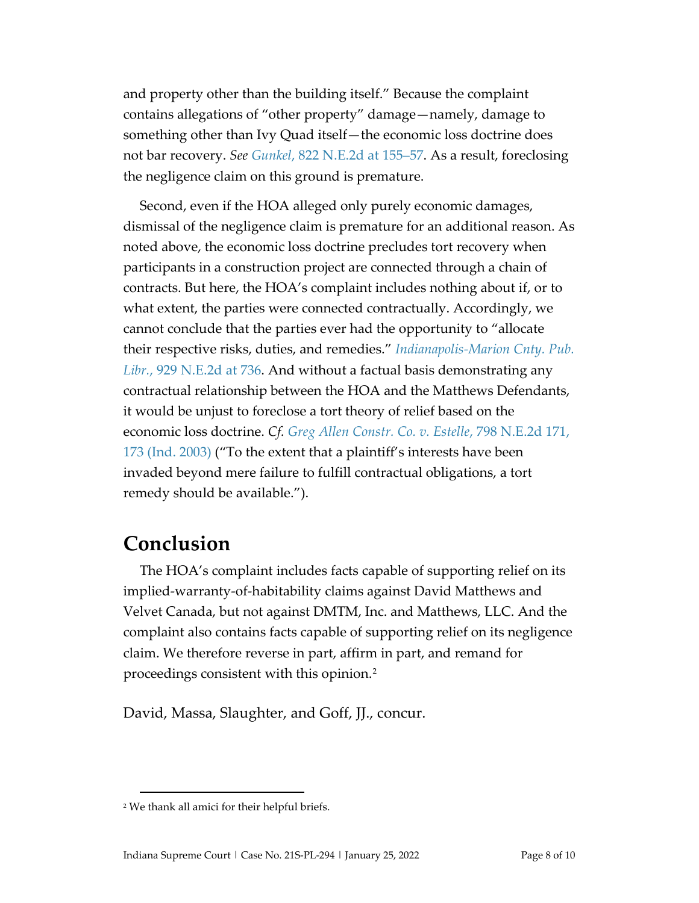and property other than the building itself." Because the complaint contains allegations of "other property" damage—namely, damage to something other than Ivy Quad itself—the economic loss doctrine does not bar recovery. *See Gunkel*, 822 N.E.2d at 155–57. As a result, foreclosing the negligence claim on this ground is premature.

Second, even if the HOA alleged only purely economic damages, dismissal of the negligence claim is premature for an additional reason. As noted above, the economic loss doctrine precludes tort recovery when participants in a construction project are connected through a chain of contracts. But here, the HOA's complaint includes nothing about if, or to what extent, the parties were connected contractually. Accordingly, we cannot conclude that the parties ever had the opportunity to "allocate their respective risks, duties, and remedies." *Indianapolis-Marion Cnty. Pub. Libr.*, 929 N.E.2d at 736. And without a factual basis demonstrating any contractual relationship between the HOA and the Matthews Defendants, it would be unjust to foreclose a tort theory of relief based on the economic loss doctrine. *Cf. Greg Allen Constr. Co. v. Estelle*, 798 N.E.2d 171, 173 (Ind. 2003) ("To the extent that a plaintiff's interests have been invaded beyond mere failure to fulfill contractual obligations, a tort remedy should be available.").

## Conclusion

The HOA's complaint includes facts capable of supporting relief on its implied-warranty-of-habitability claims against David Matthews and Velvet Canada, but not against DMTM, Inc. and Matthews, LLC. And the complaint also contains facts capable of supporting relief on its negligence claim. We therefore reverse in part, affirm in part, and remand for proceedings consistent with this opinion.[2]

David, Massa, Slaughter, and Goff, JJ., concur.

---

[2] We thank all amici for their helpful briefs.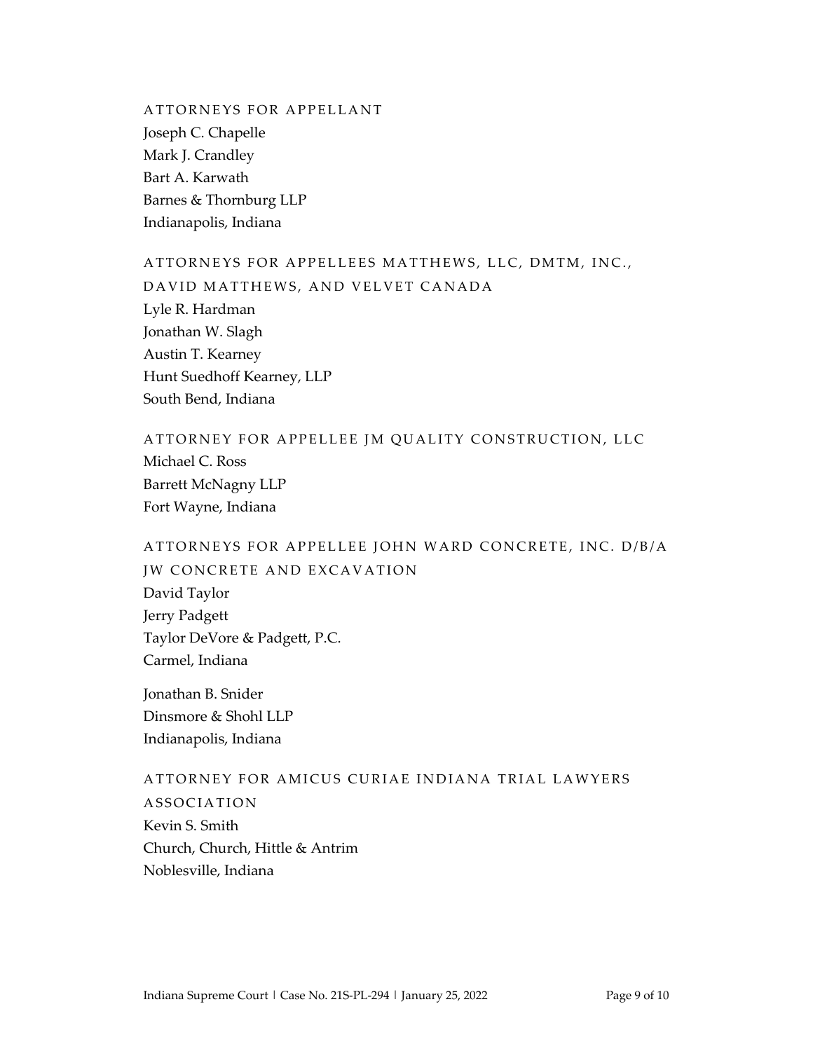ATTORNEYS FOR APPELLANT

Joseph C. Chapelle
Mark J. Crandley
Bart A. Karwath
Barnes & Thornburg LLP
Indianapolis, Indiana

ATTORNEYS FOR APPELLEES MATTHEWS, LLC, DMTM, INC., DAVID MATTHEWS, AND VELVET CANADA

Lyle R. Hardman
Jonathan W. Slagh
Austin T. Kearney
Hunt Suedhoff Kearney, LLP
South Bend, Indiana

ATTORNEY FOR APPELLEE JM QUALITY CONSTRUCTION, LLC

Michael C. Ross
Barrett McNagny LLP
Fort Wayne, Indiana

ATTORNEYS FOR APPELLEE JOHN WARD CONCRETE, INC. D/B/A JW CONCRETE AND EXCAVATION

David Taylor
Jerry Padgett
Taylor DeVore & Padgett, P.C.
Carmel, Indiana

Jonathan B. Snider
Dinsmore & Shohl LLP
Indianapolis, Indiana

ATTORNEY FOR AMICUS CURIAE INDIANA TRIAL LAWYERS ASSOCIATION

Kevin S. Smith
Church, Church, Hittle & Antrim
Noblesville, Indiana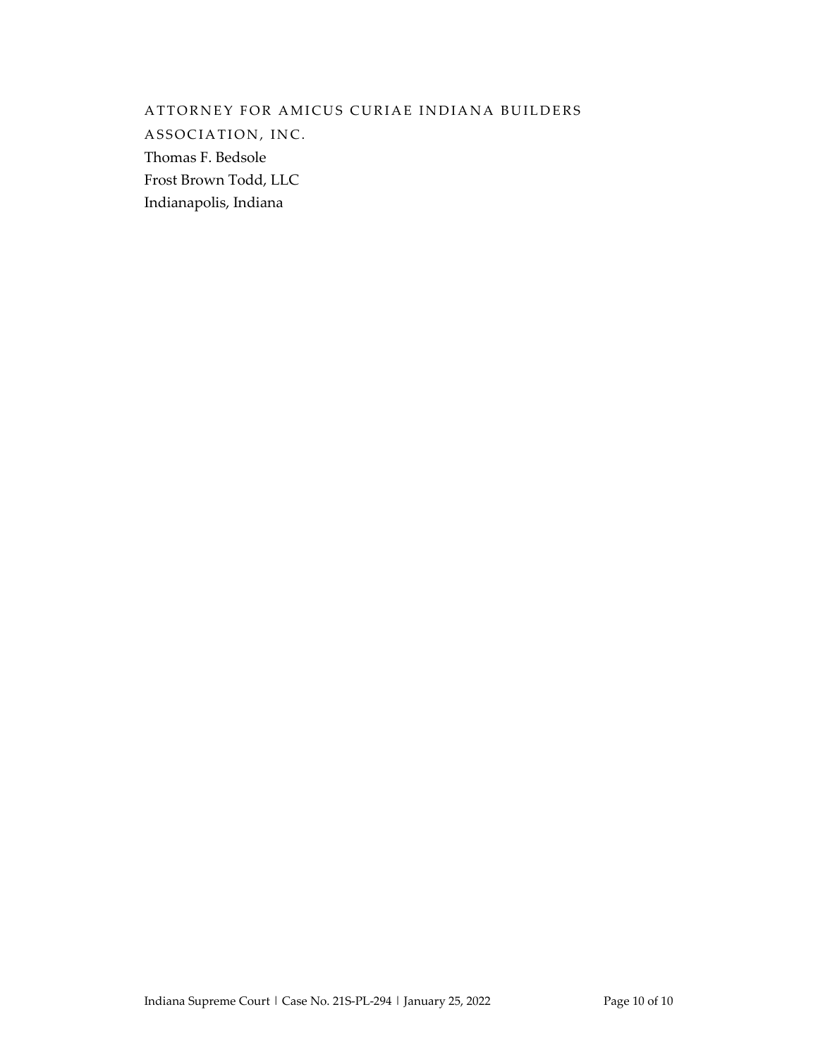ATTORNEY FOR AMICUS CURIAE INDIANA BUILDERS ASSOCIATION, INC.

Thomas F. Bedsole
Frost Brown Todd, LLC
Indianapolis, Indiana